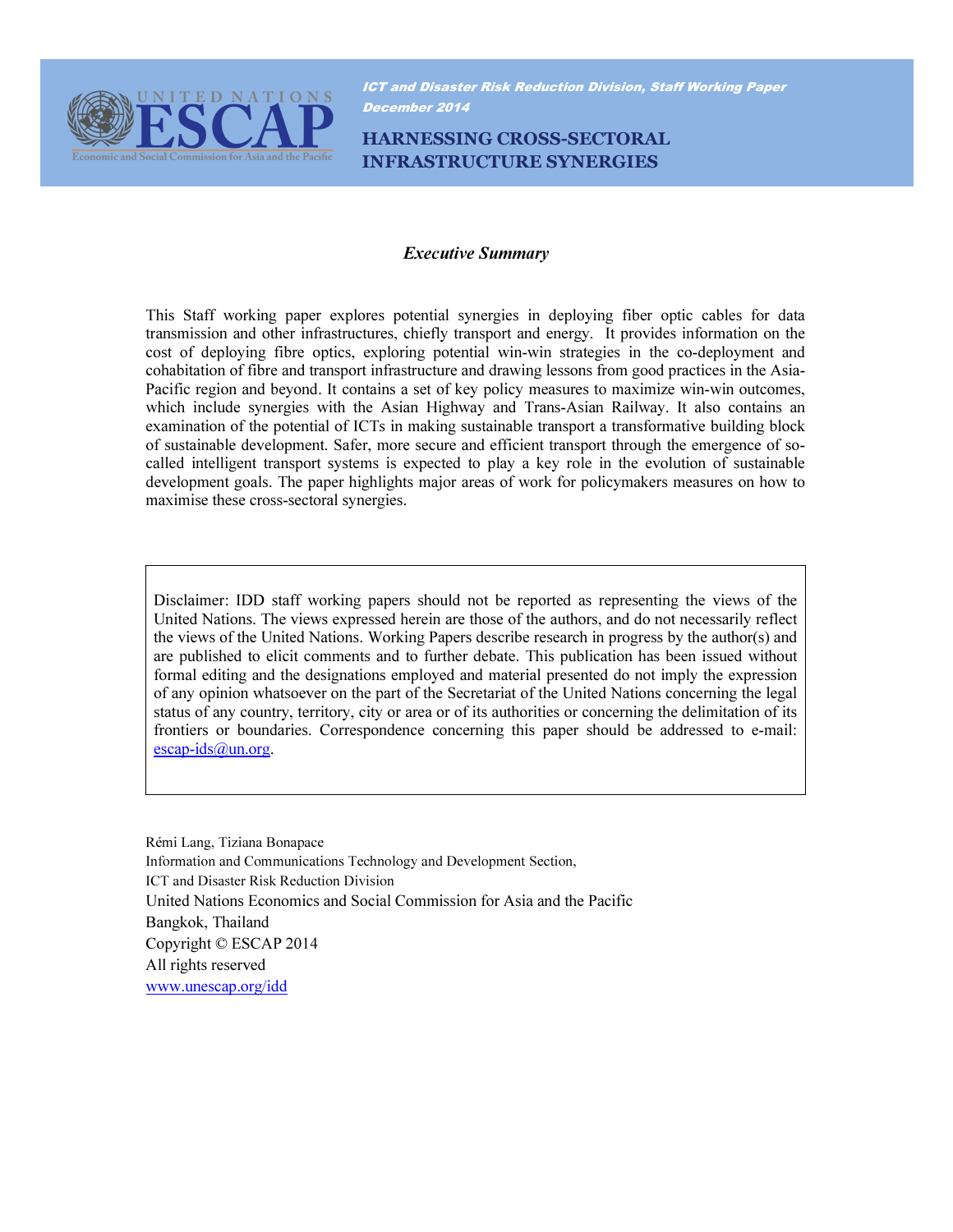UNITED NATIONS ESCAP

Economic and Social Commission for Asia and the Pacific

*ICT and Disaster Risk Reduction Division, Staff Working Paper*
*December 2014*

# HARNESSING CROSS-SECTORAL INFRASTRUCTURE SYNERGIES

## *Executive Summary*

This Staff working paper explores potential synergies in deploying fiber optic cables for data transmission and other infrastructures, chiefly transport and energy. It provides information on the cost of deploying fibre optics, exploring potential win-win strategies in the co-deployment and cohabitation of fibre and transport infrastructure and drawing lessons from good practices in the Asia-Pacific region and beyond. It contains a set of key policy measures to maximize win-win outcomes, which include synergies with the Asian Highway and Trans-Asian Railway. It also contains an examination of the potential of ICTs in making sustainable transport a transformative building block of sustainable development. Safer, more secure and efficient transport through the emergence of so-called intelligent transport systems is expected to play a key role in the evolution of sustainable development goals. The paper highlights major areas of work for policymakers measures on how to maximise these cross-sectoral synergies.

> Disclaimer: IDD staff working papers should not be reported as representing the views of the United Nations. The views expressed herein are those of the authors, and do not necessarily reflect the views of the United Nations. Working Papers describe research in progress by the author(s) and are published to elicit comments and to further debate. This publication has been issued without formal editing and the designations employed and material presented do not imply the expression of any opinion whatsoever on the part of the Secretariat of the United Nations concerning the legal status of any country, territory, city or area or of its authorities or concerning the delimitation of its frontiers or boundaries. Correspondence concerning this paper should be addressed to e-mail: escap-ids@un.org.

Rémi Lang, Tiziana Bonapace
Information and Communications Technology and Development Section,
ICT and Disaster Risk Reduction Division
United Nations Economics and Social Commission for Asia and the Pacific
Bangkok, Thailand
Copyright © ESCAP 2014
All rights reserved
www.unescap.org/idd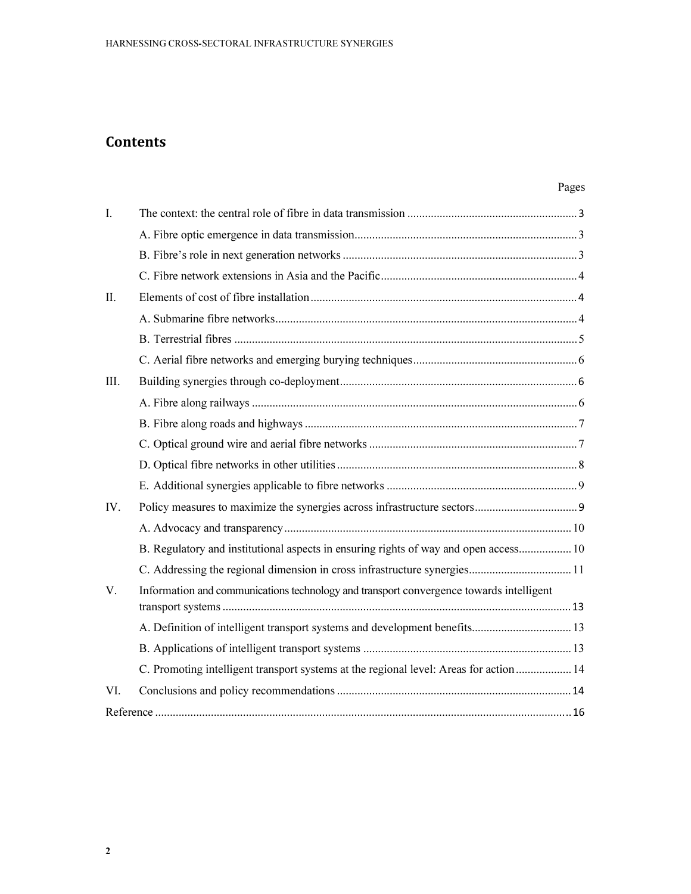## Contents

| | | Pages |
|---|---|---|
| I. | The context: the central role of fibre in data transmission | 3 |
| | A. Fibre optic emergence in data transmission | 3 |
| | B. Fibre's role in next generation networks | 3 |
| | C. Fibre network extensions in Asia and the Pacific | 4 |
| II. | Elements of cost of fibre installation | 4 |
| | A. Submarine fibre networks | 4 |
| | B. Terrestrial fibres | 5 |
| | C. Aerial fibre networks and emerging burying techniques | 6 |
| III. | Building synergies through co-deployment | 6 |
| | A. Fibre along railways | 6 |
| | B. Fibre along roads and highways | 7 |
| | C. Optical ground wire and aerial fibre networks | 7 |
| | D. Optical fibre networks in other utilities | 8 |
| | E. Additional synergies applicable to fibre networks | 9 |
| IV. | Policy measures to maximize the synergies across infrastructure sectors | 9 |
| | A. Advocacy and transparency | 10 |
| | B. Regulatory and institutional aspects in ensuring rights of way and open access | 10 |
| | C. Addressing the regional dimension in cross infrastructure synergies | 11 |
| V. | Information and communications technology and transport convergence towards intelligent transport systems | 13 |
| | A. Definition of intelligent transport systems and development benefits | 13 |
| | B. Applications of intelligent transport systems | 13 |
| | C. Promoting intelligent transport systems at the regional level: Areas for action | 14 |
| VI. | Conclusions and policy recommendations | 14 |
| Reference | | 16 |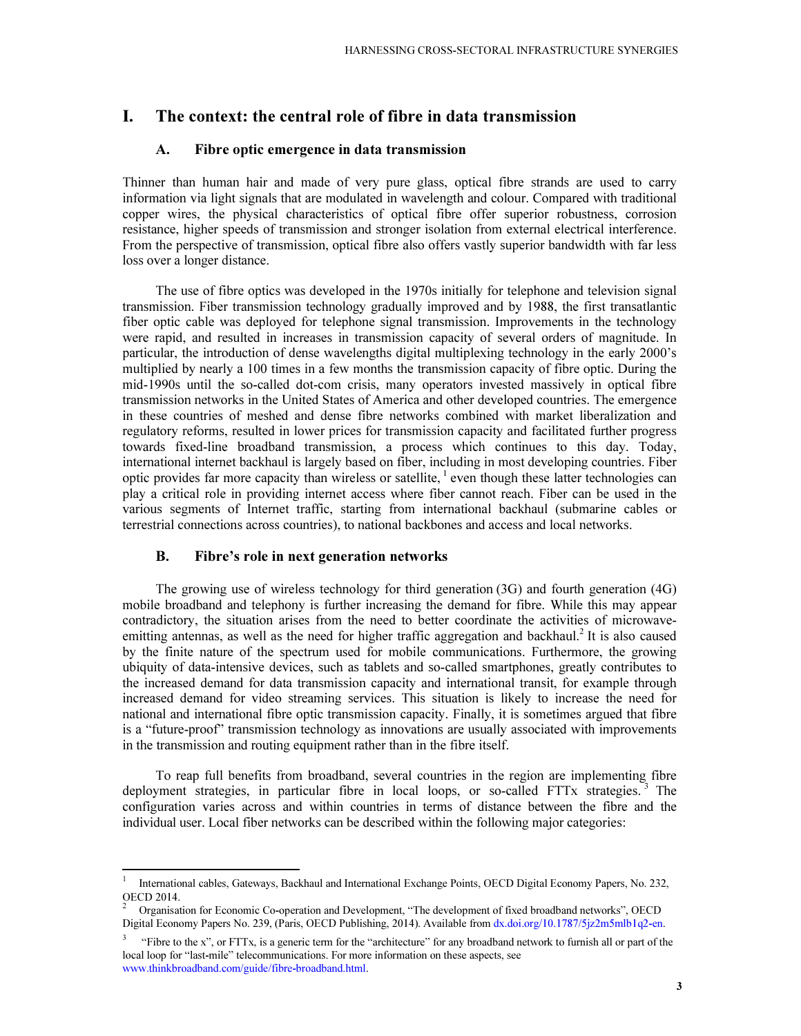# I. The context: the central role of fibre in data transmission

## A. Fibre optic emergence in data transmission

Thinner than human hair and made of very pure glass, optical fibre strands are used to carry information via light signals that are modulated in wavelength and colour. Compared with traditional copper wires, the physical characteristics of optical fibre offer superior robustness, corrosion resistance, higher speeds of transmission and stronger isolation from external electrical interference. From the perspective of transmission, optical fibre also offers vastly superior bandwidth with far less loss over a longer distance.

The use of fibre optics was developed in the 1970s initially for telephone and television signal transmission. Fiber transmission technology gradually improved and by 1988, the first transatlantic fiber optic cable was deployed for telephone signal transmission. Improvements in the technology were rapid, and resulted in increases in transmission capacity of several orders of magnitude. In particular, the introduction of dense wavelengths digital multiplexing technology in the early 2000's multiplied by nearly a 100 times in a few months the transmission capacity of fibre optic. During the mid-1990s until the so-called dot-com crisis, many operators invested massively in optical fibre transmission networks in the United States of America and other developed countries. The emergence in these countries of meshed and dense fibre networks combined with market liberalization and regulatory reforms, resulted in lower prices for transmission capacity and facilitated further progress towards fixed-line broadband transmission, a process which continues to this day. Today, international internet backhaul is largely based on fiber, including in most developing countries. Fiber optic provides far more capacity than wireless or satellite, [1] even though these latter technologies can play a critical role in providing internet access where fiber cannot reach. Fiber can be used in the various segments of Internet traffic, starting from international backhaul (submarine cables or terrestrial connections across countries), to national backbones and access and local networks.

## B. Fibre's role in next generation networks

The growing use of wireless technology for third generation (3G) and fourth generation (4G) mobile broadband and telephony is further increasing the demand for fibre. While this may appear contradictory, the situation arises from the need to better coordinate the activities of microwave-emitting antennas, as well as the need for higher traffic aggregation and backhaul.[2] It is also caused by the finite nature of the spectrum used for mobile communications. Furthermore, the growing ubiquity of data-intensive devices, such as tablets and so-called smartphones, greatly contributes to the increased demand for data transmission capacity and international transit, for example through increased demand for video streaming services. This situation is likely to increase the need for national and international fibre optic transmission capacity. Finally, it is sometimes argued that fibre is a "future-proof" transmission technology as innovations are usually associated with improvements in the transmission and routing equipment rather than in the fibre itself.

To reap full benefits from broadband, several countries in the region are implementing fibre deployment strategies, in particular fibre in local loops, or so-called FTTx strategies. [3] The configuration varies across and within countries in terms of distance between the fibre and the individual user. Local fiber networks can be described within the following major categories:

---

[1] International cables, Gateways, Backhaul and International Exchange Points, OECD Digital Economy Papers, No. 232, OECD 2014.

[2] Organisation for Economic Co-operation and Development, "The development of fixed broadband networks", OECD Digital Economy Papers No. 239, (Paris, OECD Publishing, 2014). Available from dx.doi.org/10.1787/5jz2m5mlb1q2-en.

[3] "Fibre to the x", or FTTx, is a generic term for the "architecture" for any broadband network to furnish all or part of the local loop for "last-mile" telecommunications. For more information on these aspects, see www.thinkbroadband.com/guide/fibre-broadband.html.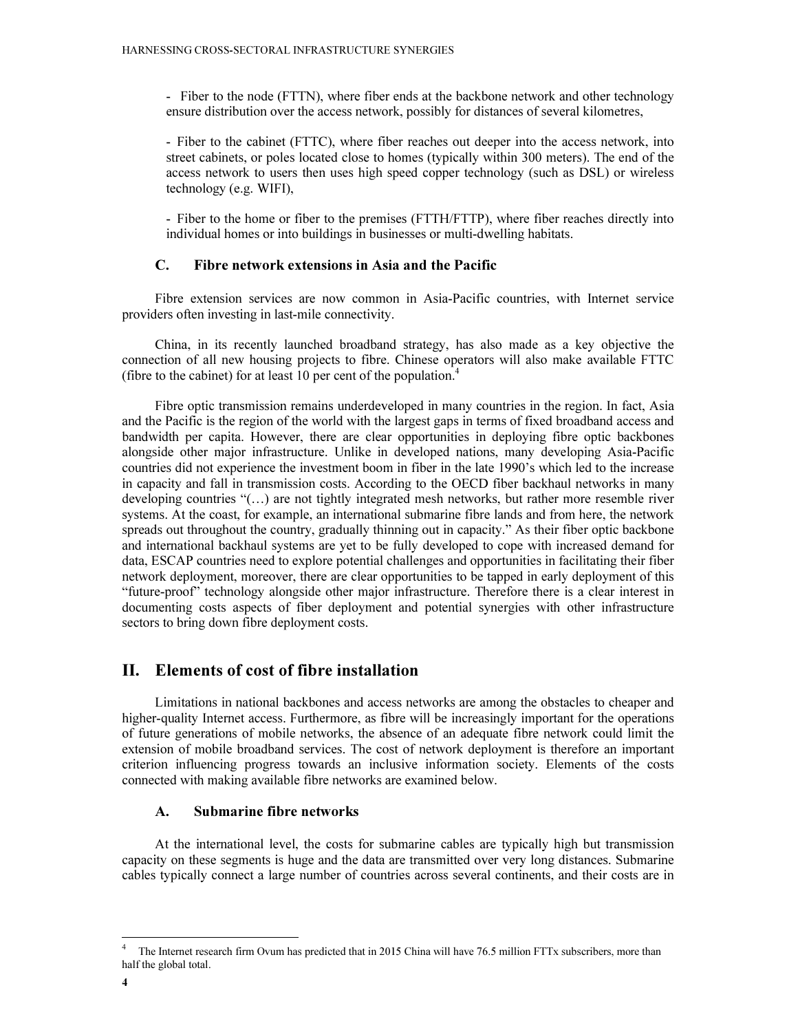- Fiber to the node (FTTN), where fiber ends at the backbone network and other technology ensure distribution over the access network, possibly for distances of several kilometres,

- Fiber to the cabinet (FTTC), where fiber reaches out deeper into the access network, into street cabinets, or poles located close to homes (typically within 300 meters). The end of the access network to users then uses high speed copper technology (such as DSL) or wireless technology (e.g. WIFI),

- Fiber to the home or fiber to the premises (FTTH/FTTP), where fiber reaches directly into individual homes or into buildings in businesses or multi-dwelling habitats.

### C. Fibre network extensions in Asia and the Pacific

Fibre extension services are now common in Asia-Pacific countries, with Internet service providers often investing in last-mile connectivity.

China, in its recently launched broadband strategy, has also made as a key objective the connection of all new housing projects to fibre. Chinese operators will also make available FTTC (fibre to the cabinet) for at least 10 per cent of the population.[4]

Fibre optic transmission remains underdeveloped in many countries in the region. In fact, Asia and the Pacific is the region of the world with the largest gaps in terms of fixed broadband access and bandwidth per capita. However, there are clear opportunities in deploying fibre optic backbones alongside other major infrastructure. Unlike in developed nations, many developing Asia-Pacific countries did not experience the investment boom in fiber in the late 1990's which led to the increase in capacity and fall in transmission costs. According to the OECD fiber backhaul networks in many developing countries "(…) are not tightly integrated mesh networks, but rather more resemble river systems. At the coast, for example, an international submarine fibre lands and from here, the network spreads out throughout the country, gradually thinning out in capacity." As their fiber optic backbone and international backhaul systems are yet to be fully developed to cope with increased demand for data, ESCAP countries need to explore potential challenges and opportunities in facilitating their fiber network deployment, moreover, there are clear opportunities to be tapped in early deployment of this "future-proof" technology alongside other major infrastructure. Therefore there is a clear interest in documenting costs aspects of fiber deployment and potential synergies with other infrastructure sectors to bring down fibre deployment costs.

## II. Elements of cost of fibre installation

Limitations in national backbones and access networks are among the obstacles to cheaper and higher-quality Internet access. Furthermore, as fibre will be increasingly important for the operations of future generations of mobile networks, the absence of an adequate fibre network could limit the extension of mobile broadband services. The cost of network deployment is therefore an important criterion influencing progress towards an inclusive information society. Elements of the costs connected with making available fibre networks are examined below.

### A. Submarine fibre networks

At the international level, the costs for submarine cables are typically high but transmission capacity on these segments is huge and the data are transmitted over very long distances. Submarine cables typically connect a large number of countries across several continents, and their costs are in

[4] The Internet research firm Ovum has predicted that in 2015 China will have 76.5 million FTTx subscribers, more than half the global total.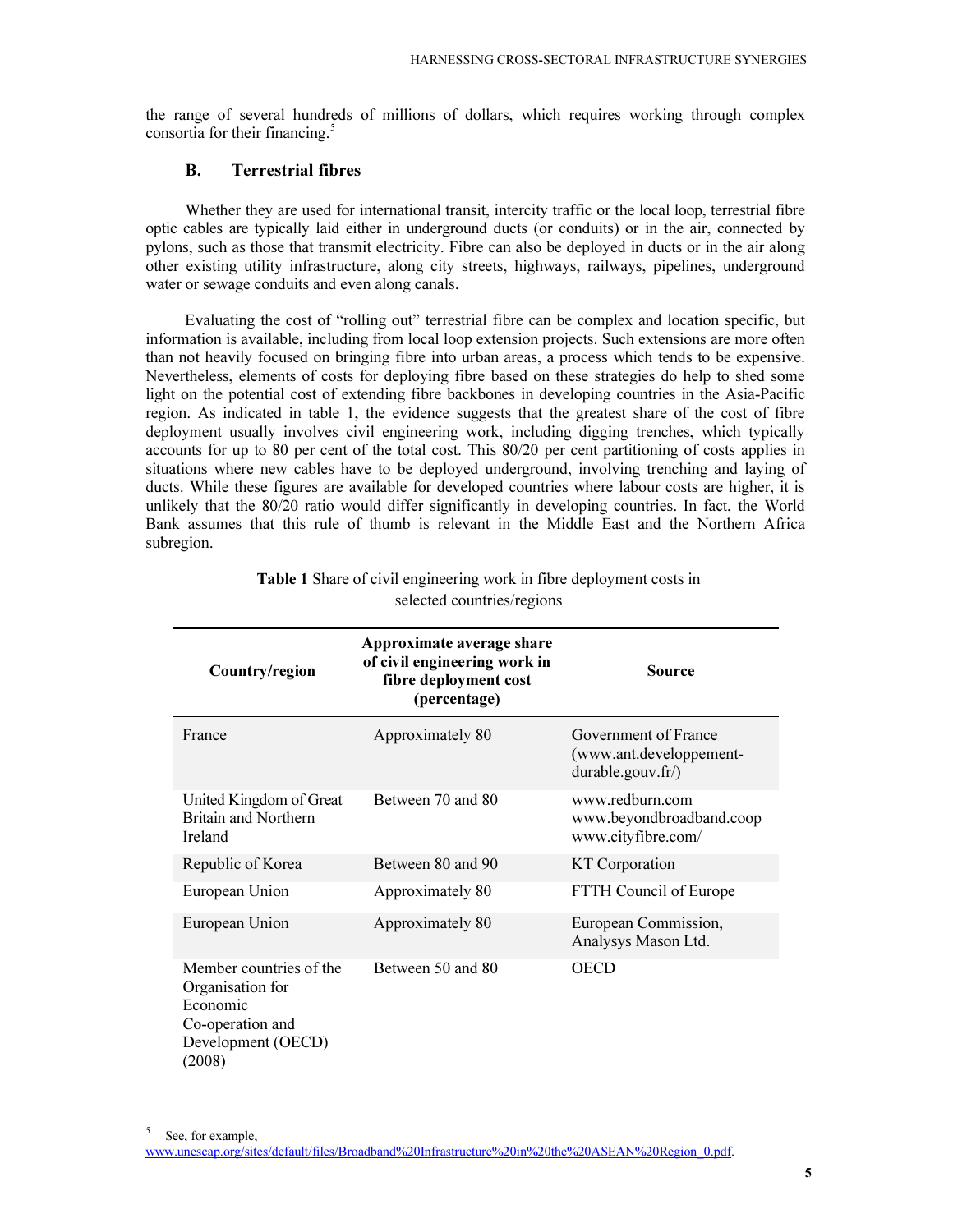the range of several hundreds of millions of dollars, which requires working through complex consortia for their financing.[5]

## B. Terrestrial fibres

Whether they are used for international transit, intercity traffic or the local loop, terrestrial fibre optic cables are typically laid either in underground ducts (or conduits) or in the air, connected by pylons, such as those that transmit electricity. Fibre can also be deployed in ducts or in the air along other existing utility infrastructure, along city streets, highways, railways, pipelines, underground water or sewage conduits and even along canals.

Evaluating the cost of "rolling out" terrestrial fibre can be complex and location specific, but information is available, including from local loop extension projects. Such extensions are more often than not heavily focused on bringing fibre into urban areas, a process which tends to be expensive. Nevertheless, elements of costs for deploying fibre based on these strategies do help to shed some light on the potential cost of extending fibre backbones in developing countries in the Asia-Pacific region. As indicated in table 1, the evidence suggests that the greatest share of the cost of fibre deployment usually involves civil engineering work, including digging trenches, which typically accounts for up to 80 per cent of the total cost. This 80/20 per cent partitioning of costs applies in situations where new cables have to be deployed underground, involving trenching and laying of ducts. While these figures are available for developed countries where labour costs are higher, it is unlikely that the 80/20 ratio would differ significantly in developing countries. In fact, the World Bank assumes that this rule of thumb is relevant in the Middle East and the Northern Africa subregion.

**Table 1** Share of civil engineering work in fibre deployment costs in selected countries/regions

| Country/region | Approximate average share of civil engineering work in fibre deployment cost (percentage) | Source |
|---|---|---|
| France | Approximately 80 | Government of France (www.ant.developpement-durable.gouv.fr/) |
| United Kingdom of Great Britain and Northern Ireland | Between 70 and 80 | www.redburn.com www.beyondbroadband.coop www.cityfibre.com/ |
| Republic of Korea | Between 80 and 90 | KT Corporation |
| European Union | Approximately 80 | FTTH Council of Europe |
| European Union | Approximately 80 | European Commission, Analysys Mason Ltd. |
| Member countries of the Organisation for Economic Co-operation and Development (OECD) (2008) | Between 50 and 80 | OECD |

[5] See, for example, www.unescap.org/sites/default/files/Broadband%20Infrastructure%20in%20the%20ASEAN%20Region_0.pdf.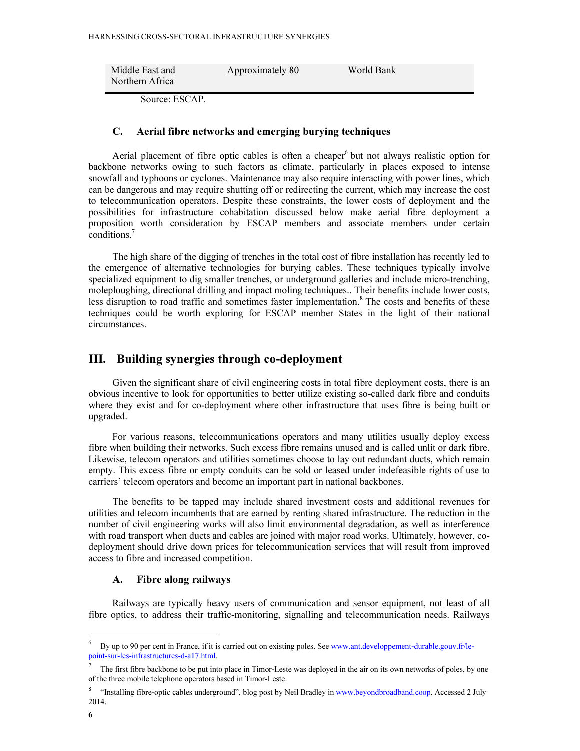| Middle East and Northern Africa | Approximately 80 | World Bank |
| --- | --- | --- |

Source: ESCAP.

### C. Aerial fibre networks and emerging burying techniques

Aerial placement of fibre optic cables is often a cheaper[6] but not always realistic option for backbone networks owing to such factors as climate, particularly in places exposed to intense snowfall and typhoons or cyclones. Maintenance may also require interacting with power lines, which can be dangerous and may require shutting off or redirecting the current, which may increase the cost to telecommunication operators. Despite these constraints, the lower costs of deployment and the possibilities for infrastructure cohabitation discussed below make aerial fibre deployment a proposition worth consideration by ESCAP members and associate members under certain conditions.[7]

The high share of the digging of trenches in the total cost of fibre installation has recently led to the emergence of alternative technologies for burying cables. These techniques typically involve specialized equipment to dig smaller trenches, or underground galleries and include micro-trenching, moleploughing, directional drilling and impact moling techniques.. Their benefits include lower costs, less disruption to road traffic and sometimes faster implementation.[8] The costs and benefits of these techniques could be worth exploring for ESCAP member States in the light of their national circumstances.

## III. Building synergies through co-deployment

Given the significant share of civil engineering costs in total fibre deployment costs, there is an obvious incentive to look for opportunities to better utilize existing so-called dark fibre and conduits where they exist and for co-deployment where other infrastructure that uses fibre is being built or upgraded.

For various reasons, telecommunications operators and many utilities usually deploy excess fibre when building their networks. Such excess fibre remains unused and is called unlit or dark fibre. Likewise, telecom operators and utilities sometimes choose to lay out redundant ducts, which remain empty. This excess fibre or empty conduits can be sold or leased under indefeasible rights of use to carriers' telecom operators and become an important part in national backbones.

The benefits to be tapped may include shared investment costs and additional revenues for utilities and telecom incumbents that are earned by renting shared infrastructure. The reduction in the number of civil engineering works will also limit environmental degradation, as well as interference with road transport when ducts and cables are joined with major road works. Ultimately, however, co-deployment should drive down prices for telecommunication services that will result from improved access to fibre and increased competition.

### A. Fibre along railways

Railways are typically heavy users of communication and sensor equipment, not least of all fibre optics, to address their traffic-monitoring, signalling and telecommunication needs. Railways

---

[6] By up to 90 per cent in France, if it is carried out on existing poles. See www.ant.developpement-durable.gouv.fr/le-point-sur-les-infrastructures-d-a17.html.

[7] The first fibre backbone to be put into place in Timor-Leste was deployed in the air on its own networks of poles, by one of the three mobile telephone operators based in Timor-Leste.

[8] "Installing fibre-optic cables underground", blog post by Neil Bradley in www.beyondbroadband.coop. Accessed 2 July 2014.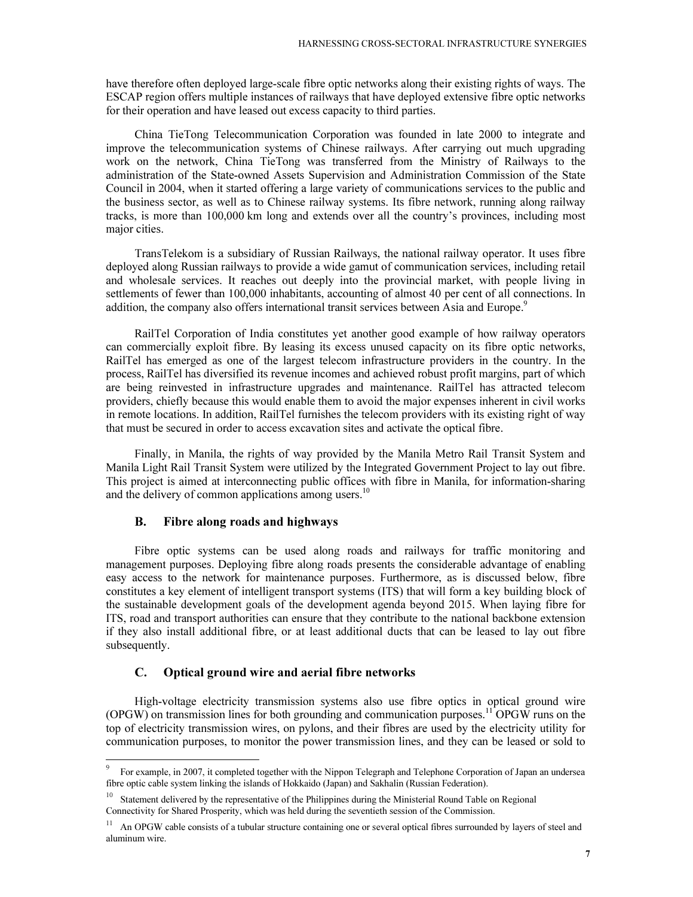have therefore often deployed large-scale fibre optic networks along their existing rights of ways. The ESCAP region offers multiple instances of railways that have deployed extensive fibre optic networks for their operation and have leased out excess capacity to third parties.

China TieTong Telecommunication Corporation was founded in late 2000 to integrate and improve the telecommunication systems of Chinese railways. After carrying out much upgrading work on the network, China TieTong was transferred from the Ministry of Railways to the administration of the State-owned Assets Supervision and Administration Commission of the State Council in 2004, when it started offering a large variety of communications services to the public and the business sector, as well as to Chinese railway systems. Its fibre network, running along railway tracks, is more than 100,000 km long and extends over all the country's provinces, including most major cities.

TransTelekom is a subsidiary of Russian Railways, the national railway operator. It uses fibre deployed along Russian railways to provide a wide gamut of communication services, including retail and wholesale services. It reaches out deeply into the provincial market, with people living in settlements of fewer than 100,000 inhabitants, accounting of almost 40 per cent of all connections. In addition, the company also offers international transit services between Asia and Europe.[9]

RailTel Corporation of India constitutes yet another good example of how railway operators can commercially exploit fibre. By leasing its excess unused capacity on its fibre optic networks, RailTel has emerged as one of the largest telecom infrastructure providers in the country. In the process, RailTel has diversified its revenue incomes and achieved robust profit margins, part of which are being reinvested in infrastructure upgrades and maintenance. RailTel has attracted telecom providers, chiefly because this would enable them to avoid the major expenses inherent in civil works in remote locations. In addition, RailTel furnishes the telecom providers with its existing right of way that must be secured in order to access excavation sites and activate the optical fibre.

Finally, in Manila, the rights of way provided by the Manila Metro Rail Transit System and Manila Light Rail Transit System were utilized by the Integrated Government Project to lay out fibre. This project is aimed at interconnecting public offices with fibre in Manila, for information-sharing and the delivery of common applications among users.[10]

### B. Fibre along roads and highways

Fibre optic systems can be used along roads and railways for traffic monitoring and management purposes. Deploying fibre along roads presents the considerable advantage of enabling easy access to the network for maintenance purposes. Furthermore, as is discussed below, fibre constitutes a key element of intelligent transport systems (ITS) that will form a key building block of the sustainable development goals of the development agenda beyond 2015. When laying fibre for ITS, road and transport authorities can ensure that they contribute to the national backbone extension if they also install additional fibre, or at least additional ducts that can be leased to lay out fibre subsequently.

### C. Optical ground wire and aerial fibre networks

High-voltage electricity transmission systems also use fibre optics in optical ground wire (OPGW) on transmission lines for both grounding and communication purposes.[11] OPGW runs on the top of electricity transmission wires, on pylons, and their fibres are used by the electricity utility for communication purposes, to monitor the power transmission lines, and they can be leased or sold to

---

[9] For example, in 2007, it completed together with the Nippon Telegraph and Telephone Corporation of Japan an undersea fibre optic cable system linking the islands of Hokkaido (Japan) and Sakhalin (Russian Federation).

[10] Statement delivered by the representative of the Philippines during the Ministerial Round Table on Regional Connectivity for Shared Prosperity, which was held during the seventieth session of the Commission.

[11] An OPGW cable consists of a tubular structure containing one or several optical fibres surrounded by layers of steel and aluminum wire.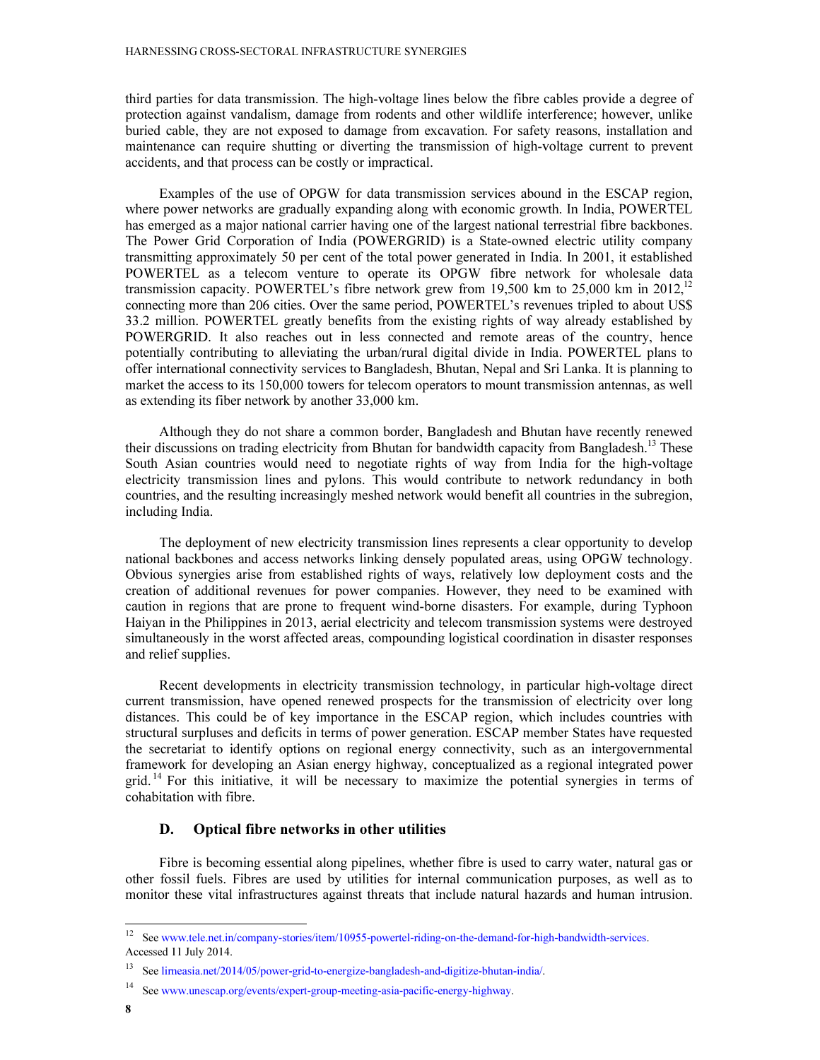third parties for data transmission. The high-voltage lines below the fibre cables provide a degree of protection against vandalism, damage from rodents and other wildlife interference; however, unlike buried cable, they are not exposed to damage from excavation. For safety reasons, installation and maintenance can require shutting or diverting the transmission of high-voltage current to prevent accidents, and that process can be costly or impractical.

Examples of the use of OPGW for data transmission services abound in the ESCAP region, where power networks are gradually expanding along with economic growth. In India, POWERTEL has emerged as a major national carrier having one of the largest national terrestrial fibre backbones. The Power Grid Corporation of India (POWERGRID) is a State-owned electric utility company transmitting approximately 50 per cent of the total power generated in India. In 2001, it established POWERTEL as a telecom venture to operate its OPGW fibre network for wholesale data transmission capacity. POWERTEL's fibre network grew from 19,500 km to 25,000 km in 2012,[12] connecting more than 206 cities. Over the same period, POWERTEL's revenues tripled to about US$ 33.2 million. POWERTEL greatly benefits from the existing rights of way already established by POWERGRID. It also reaches out in less connected and remote areas of the country, hence potentially contributing to alleviating the urban/rural digital divide in India. POWERTEL plans to offer international connectivity services to Bangladesh, Bhutan, Nepal and Sri Lanka. It is planning to market the access to its 150,000 towers for telecom operators to mount transmission antennas, as well as extending its fiber network by another 33,000 km.

Although they do not share a common border, Bangladesh and Bhutan have recently renewed their discussions on trading electricity from Bhutan for bandwidth capacity from Bangladesh.[13] These South Asian countries would need to negotiate rights of way from India for the high-voltage electricity transmission lines and pylons. This would contribute to network redundancy in both countries, and the resulting increasingly meshed network would benefit all countries in the subregion, including India.

The deployment of new electricity transmission lines represents a clear opportunity to develop national backbones and access networks linking densely populated areas, using OPGW technology. Obvious synergies arise from established rights of ways, relatively low deployment costs and the creation of additional revenues for power companies. However, they need to be examined with caution in regions that are prone to frequent wind-borne disasters. For example, during Typhoon Haiyan in the Philippines in 2013, aerial electricity and telecom transmission systems were destroyed simultaneously in the worst affected areas, compounding logistical coordination in disaster responses and relief supplies.

Recent developments in electricity transmission technology, in particular high-voltage direct current transmission, have opened renewed prospects for the transmission of electricity over long distances. This could be of key importance in the ESCAP region, which includes countries with structural surpluses and deficits in terms of power generation. ESCAP member States have requested the secretariat to identify options on regional energy connectivity, such as an intergovernmental framework for developing an Asian energy highway, conceptualized as a regional integrated power grid.[14] For this initiative, it will be necessary to maximize the potential synergies in terms of cohabitation with fibre.

## D. Optical fibre networks in other utilities

Fibre is becoming essential along pipelines, whether fibre is used to carry water, natural gas or other fossil fuels. Fibres are used by utilities for internal communication purposes, as well as to monitor these vital infrastructures against threats that include natural hazards and human intrusion.

---

[12] See www.tele.net.in/company-stories/item/10955-powertel-riding-on-the-demand-for-high-bandwidth-services. Accessed 11 July 2014.

[13] See lirneasia.net/2014/05/power-grid-to-energize-bangladesh-and-digitize-bhutan-india/.

[14] See www.unescap.org/events/expert-group-meeting-asia-pacific-energy-highway.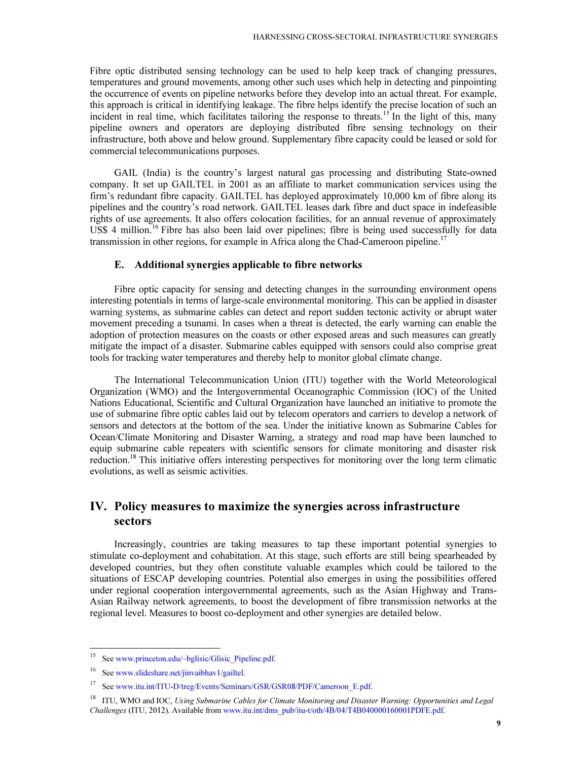Fibre optic distributed sensing technology can be used to help keep track of changing pressures, temperatures and ground movements, among other such uses which help in detecting and pinpointing the occurrence of events on pipeline networks before they develop into an actual threat. For example, this approach is critical in identifying leakage. The fibre helps identify the precise location of such an incident in real time, which facilitates tailoring the response to threats.[15] In the light of this, many pipeline owners and operators are deploying distributed fibre sensing technology on their infrastructure, both above and below ground. Supplementary fibre capacity could be leased or sold for commercial telecommunications purposes.

GAIL (India) is the country's largest natural gas processing and distributing State-owned company. It set up GAILTEL in 2001 as an affiliate to market communication services using the firm's redundant fibre capacity. GAILTEL has deployed approximately 10,000 km of fibre along its pipelines and the country's road network. GAILTEL leases dark fibre and duct space in indefeasible rights of use agreements. It also offers colocation facilities, for an annual revenue of approximately US$ 4 million.[16] Fibre has also been laid over pipelines; fibre is being used successfully for data transmission in other regions, for example in Africa along the Chad-Cameroon pipeline.[17]

### E. Additional synergies applicable to fibre networks

Fibre optic capacity for sensing and detecting changes in the surrounding environment opens interesting potentials in terms of large-scale environmental monitoring. This can be applied in disaster warning systems, as submarine cables can detect and report sudden tectonic activity or abrupt water movement preceding a tsunami. In cases when a threat is detected, the early warning can enable the adoption of protection measures on the coasts or other exposed areas and such measures can greatly mitigate the impact of a disaster. Submarine cables equipped with sensors could also comprise great tools for tracking water temperatures and thereby help to monitor global climate change.

The International Telecommunication Union (ITU) together with the World Meteorological Organization (WMO) and the Intergovernmental Oceanographic Commission (IOC) of the United Nations Educational, Scientific and Cultural Organization have launched an initiative to promote the use of submarine fibre optic cables laid out by telecom operators and carriers to develop a network of sensors and detectors at the bottom of the sea. Under the initiative known as Submarine Cables for Ocean/Climate Monitoring and Disaster Warning, a strategy and road map have been launched to equip submarine cable repeaters with scientific sensors for climate monitoring and disaster risk reduction.[18] This initiative offers interesting perspectives for monitoring over the long term climatic evolutions, as well as seismic activities.

## IV. Policy measures to maximize the synergies across infrastructure sectors

Increasingly, countries are taking measures to tap these important potential synergies to stimulate co-deployment and cohabitation. At this stage, such efforts are still being spearheaded by developed countries, but they often constitute valuable examples which could be tailored to the situations of ESCAP developing countries. Potential also emerges in using the possibilities offered under regional cooperation intergovernmental agreements, such as the Asian Highway and Trans-Asian Railway network agreements, to boost the development of fibre transmission networks at the regional level. Measures to boost co-deployment and other synergies are detailed below.

---

[15] See www.princeton.edu/~bglisic/Glisic_Pipeline.pdf.

[16] See www.slideshare.net/jinvaibhav1/gailtel.

[17] See www.itu.int/ITU-D/treg/Events/Seminars/GSR/GSR08/PDF/Cameroon_E.pdf.

[18] ITU, WMO and IOC, *Using Submarine Cables for Climate Monitoring and Disaster Warning: Opportunities and Legal Challenges* (ITU, 2012). Available from www.itu.int/dms_pub/itu-t/oth/4B/04/T4B040000160001PDFE.pdf.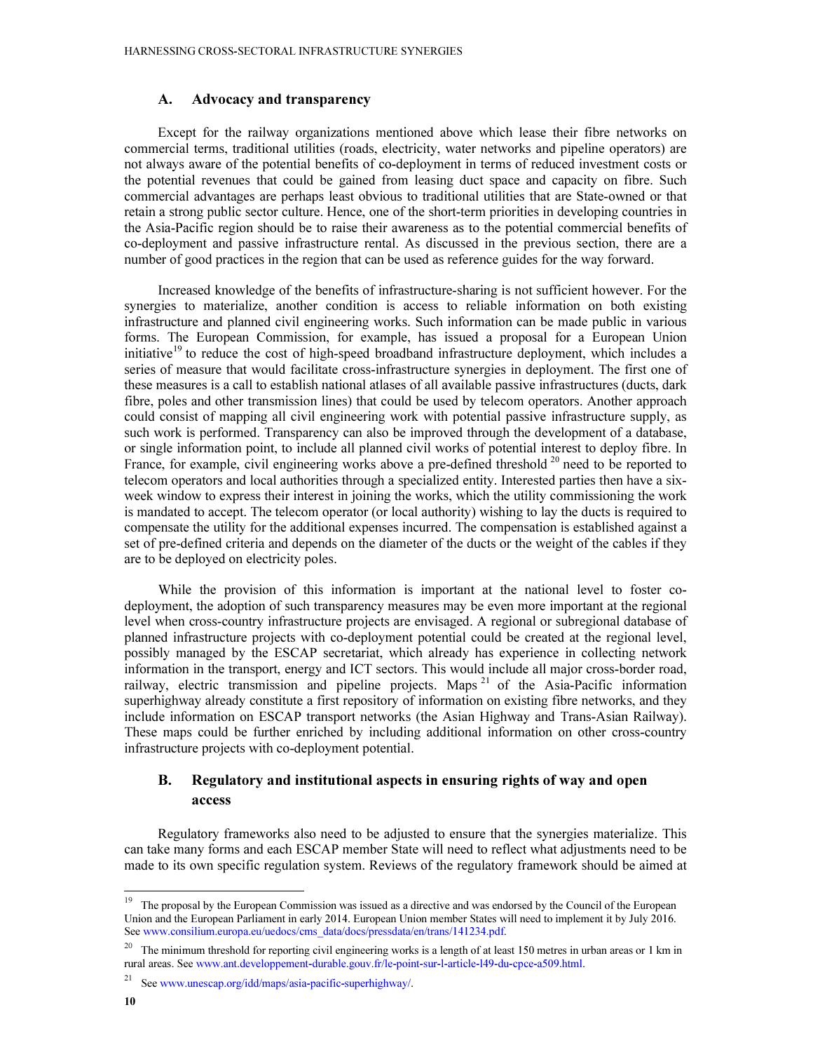## A. Advocacy and transparency

Except for the railway organizations mentioned above which lease their fibre networks on commercial terms, traditional utilities (roads, electricity, water networks and pipeline operators) are not always aware of the potential benefits of co-deployment in terms of reduced investment costs or the potential revenues that could be gained from leasing duct space and capacity on fibre. Such commercial advantages are perhaps least obvious to traditional utilities that are State-owned or that retain a strong public sector culture. Hence, one of the short-term priorities in developing countries in the Asia-Pacific region should be to raise their awareness as to the potential commercial benefits of co-deployment and passive infrastructure rental. As discussed in the previous section, there are a number of good practices in the region that can be used as reference guides for the way forward.

Increased knowledge of the benefits of infrastructure-sharing is not sufficient however. For the synergies to materialize, another condition is access to reliable information on both existing infrastructure and planned civil engineering works. Such information can be made public in various forms. The European Commission, for example, has issued a proposal for a European Union initiative[19] to reduce the cost of high-speed broadband infrastructure deployment, which includes a series of measure that would facilitate cross-infrastructure synergies in deployment. The first one of these measures is a call to establish national atlases of all available passive infrastructures (ducts, dark fibre, poles and other transmission lines) that could be used by telecom operators. Another approach could consist of mapping all civil engineering work with potential passive infrastructure supply, as such work is performed. Transparency can also be improved through the development of a database, or single information point, to include all planned civil works of potential interest to deploy fibre. In France, for example, civil engineering works above a pre-defined threshold[20] need to be reported to telecom operators and local authorities through a specialized entity. Interested parties then have a six-week window to express their interest in joining the works, which the utility commissioning the work is mandated to accept. The telecom operator (or local authority) wishing to lay the ducts is required to compensate the utility for the additional expenses incurred. The compensation is established against a set of pre-defined criteria and depends on the diameter of the ducts or the weight of the cables if they are to be deployed on electricity poles.

While the provision of this information is important at the national level to foster co-deployment, the adoption of such transparency measures may be even more important at the regional level when cross-country infrastructure projects are envisaged. A regional or subregional database of planned infrastructure projects with co-deployment potential could be created at the regional level, possibly managed by the ESCAP secretariat, which already has experience in collecting network information in the transport, energy and ICT sectors. This would include all major cross-border road, railway, electric transmission and pipeline projects. Maps[21] of the Asia-Pacific information superhighway already constitute a first repository of information on existing fibre networks, and they include information on ESCAP transport networks (the Asian Highway and Trans-Asian Railway). These maps could be further enriched by including additional information on other cross-country infrastructure projects with co-deployment potential.

## B. Regulatory and institutional aspects in ensuring rights of way and open access

Regulatory frameworks also need to be adjusted to ensure that the synergies materialize. This can take many forms and each ESCAP member State will need to reflect what adjustments need to be made to its own specific regulation system. Reviews of the regulatory framework should be aimed at

---

[19] The proposal by the European Commission was issued as a directive and was endorsed by the Council of the European Union and the European Parliament in early 2014. European Union member States will need to implement it by July 2016. See www.consilium.europa.eu/uedocs/cms_data/docs/pressdata/en/trans/141234.pdf.

[20] The minimum threshold for reporting civil engineering works is a length of at least 150 metres in urban areas or 1 km in rural areas. See www.ant.developpement-durable.gouv.fr/le-point-sur-l-article-l49-du-cpce-a509.html.

[21] See www.unescap.org/idd/maps/asia-pacific-superhighway/.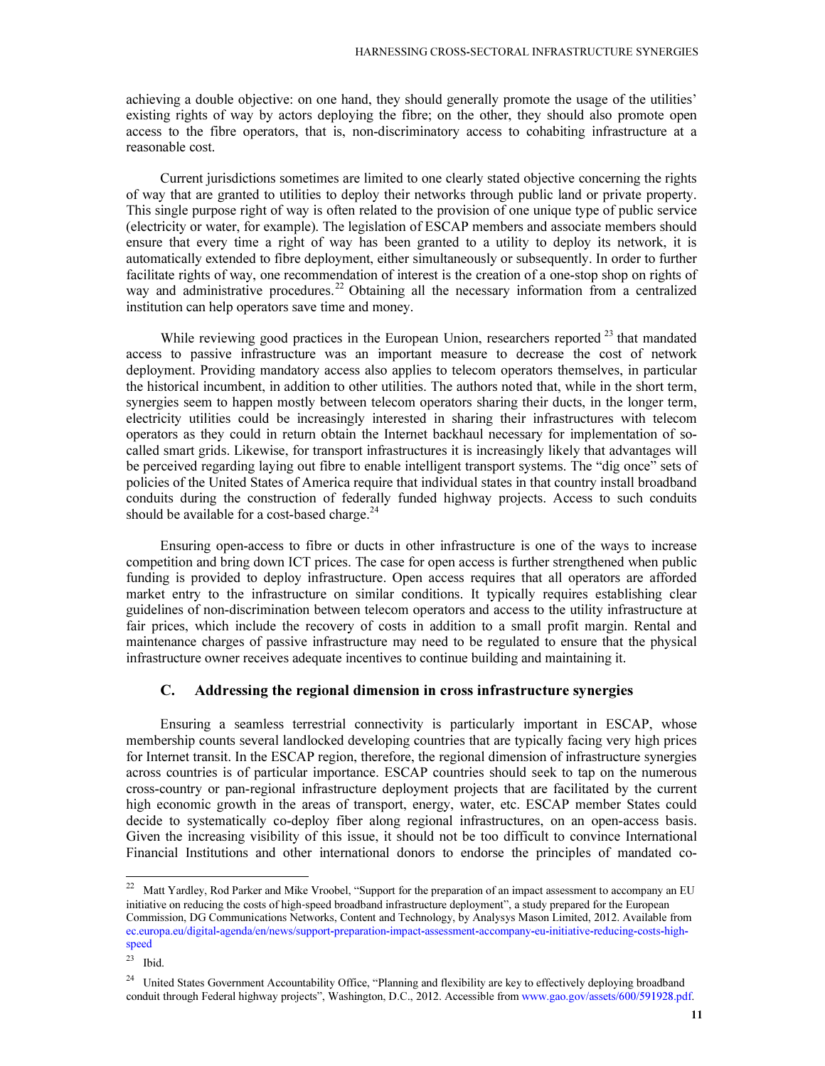achieving a double objective: on one hand, they should generally promote the usage of the utilities' existing rights of way by actors deploying the fibre; on the other, they should also promote open access to the fibre operators, that is, non-discriminatory access to cohabiting infrastructure at a reasonable cost.

Current jurisdictions sometimes are limited to one clearly stated objective concerning the rights of way that are granted to utilities to deploy their networks through public land or private property. This single purpose right of way is often related to the provision of one unique type of public service (electricity or water, for example). The legislation of ESCAP members and associate members should ensure that every time a right of way has been granted to a utility to deploy its network, it is automatically extended to fibre deployment, either simultaneously or subsequently. In order to further facilitate rights of way, one recommendation of interest is the creation of a one-stop shop on rights of way and administrative procedures.[22] Obtaining all the necessary information from a centralized institution can help operators save time and money.

While reviewing good practices in the European Union, researchers reported[23] that mandated access to passive infrastructure was an important measure to decrease the cost of network deployment. Providing mandatory access also applies to telecom operators themselves, in particular the historical incumbent, in addition to other utilities. The authors noted that, while in the short term, synergies seem to happen mostly between telecom operators sharing their ducts, in the longer term, electricity utilities could be increasingly interested in sharing their infrastructures with telecom operators as they could in return obtain the Internet backhaul necessary for implementation of so-called smart grids. Likewise, for transport infrastructures it is increasingly likely that advantages will be perceived regarding laying out fibre to enable intelligent transport systems. The "dig once" sets of policies of the United States of America require that individual states in that country install broadband conduits during the construction of federally funded highway projects. Access to such conduits should be available for a cost-based charge.[24]

Ensuring open-access to fibre or ducts in other infrastructure is one of the ways to increase competition and bring down ICT prices. The case for open access is further strengthened when public funding is provided to deploy infrastructure. Open access requires that all operators are afforded market entry to the infrastructure on similar conditions. It typically requires establishing clear guidelines of non-discrimination between telecom operators and access to the utility infrastructure at fair prices, which include the recovery of costs in addition to a small profit margin. Rental and maintenance charges of passive infrastructure may need to be regulated to ensure that the physical infrastructure owner receives adequate incentives to continue building and maintaining it.

### C. Addressing the regional dimension in cross infrastructure synergies

Ensuring a seamless terrestrial connectivity is particularly important in ESCAP, whose membership counts several landlocked developing countries that are typically facing very high prices for Internet transit. In the ESCAP region, therefore, the regional dimension of infrastructure synergies across countries is of particular importance. ESCAP countries should seek to tap on the numerous cross-country or pan-regional infrastructure deployment projects that are facilitated by the current high economic growth in the areas of transport, energy, water, etc. ESCAP member States could decide to systematically co-deploy fiber along regional infrastructures, on an open-access basis. Given the increasing visibility of this issue, it should not be too difficult to convince International Financial Institutions and other international donors to endorse the principles of mandated co-

---

[22] Matt Yardley, Rod Parker and Mike Vroobel, "Support for the preparation of an impact assessment to accompany an EU initiative on reducing the costs of high-speed broadband infrastructure deployment", a study prepared for the European Commission, DG Communications Networks, Content and Technology, by Analysys Mason Limited, 2012. Available from ec.europa.eu/digital-agenda/en/news/support-preparation-impact-assessment-accompany-eu-initiative-reducing-costs-high-speed

[23] Ibid.

[24] United States Government Accountability Office, "Planning and flexibility are key to effectively deploying broadband conduit through Federal highway projects", Washington, D.C., 2012. Accessible from www.gao.gov/assets/600/591928.pdf.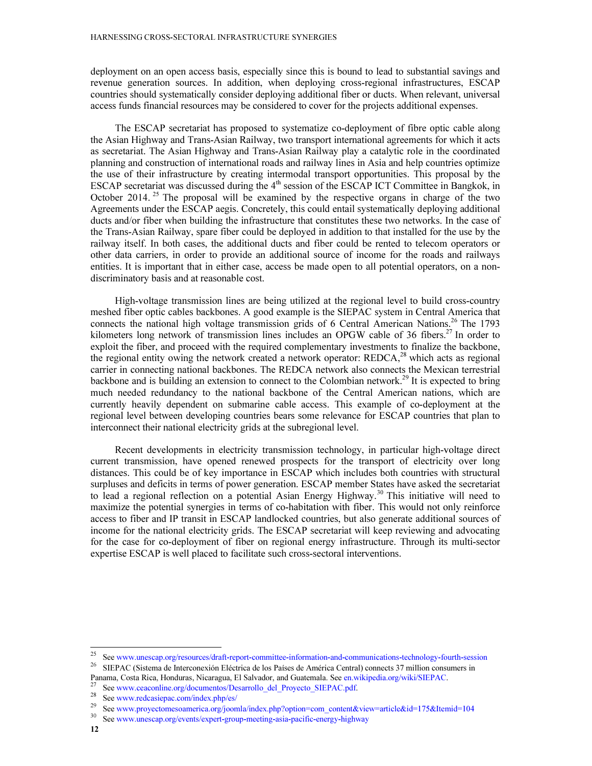deployment on an open access basis, especially since this is bound to lead to substantial savings and revenue generation sources. In addition, when deploying cross-regional infrastructures, ESCAP countries should systematically consider deploying additional fiber or ducts. When relevant, universal access funds financial resources may be considered to cover for the projects additional expenses.

The ESCAP secretariat has proposed to systematize co-deployment of fibre optic cable along the Asian Highway and Trans-Asian Railway, two transport international agreements for which it acts as secretariat. The Asian Highway and Trans-Asian Railway play a catalytic role in the coordinated planning and construction of international roads and railway lines in Asia and help countries optimize the use of their infrastructure by creating intermodal transport opportunities. This proposal by the ESCAP secretariat was discussed during the 4th session of the ESCAP ICT Committee in Bangkok, in October 2014.[25] The proposal will be examined by the respective organs in charge of the two Agreements under the ESCAP aegis. Concretely, this could entail systematically deploying additional ducts and/or fiber when building the infrastructure that constitutes these two networks. In the case of the Trans-Asian Railway, spare fiber could be deployed in addition to that installed for the use by the railway itself. In both cases, the additional ducts and fiber could be rented to telecom operators or other data carriers, in order to provide an additional source of income for the roads and railways entities. It is important that in either case, access be made open to all potential operators, on a non-discriminatory basis and at reasonable cost.

High-voltage transmission lines are being utilized at the regional level to build cross-country meshed fiber optic cables backbones. A good example is the SIEPAC system in Central America that connects the national high voltage transmission grids of 6 Central American Nations.[26] The 1793 kilometers long network of transmission lines includes an OPGW cable of 36 fibers.[27] In order to exploit the fiber, and proceed with the required complementary investments to finalize the backbone, the regional entity owing the network created a network operator: REDCA,[28] which acts as regional carrier in connecting national backbones. The REDCA network also connects the Mexican terrestrial backbone and is building an extension to connect to the Colombian network.[29] It is expected to bring much needed redundancy to the national backbone of the Central American nations, which are currently heavily dependent on submarine cable access. This example of co-deployment at the regional level between developing countries bears some relevance for ESCAP countries that plan to interconnect their national electricity grids at the subregional level.

Recent developments in electricity transmission technology, in particular high-voltage direct current transmission, have opened renewed prospects for the transport of electricity over long distances. This could be of key importance in ESCAP which includes both countries with structural surpluses and deficits in terms of power generation. ESCAP member States have asked the secretariat to lead a regional reflection on a potential Asian Energy Highway.[30] This initiative will need to maximize the potential synergies in terms of co-habitation with fiber. This would not only reinforce access to fiber and IP transit in ESCAP landlocked countries, but also generate additional sources of income for the national electricity grids. The ESCAP secretariat will keep reviewing and advocating for the case for co-deployment of fiber on regional energy infrastructure. Through its multi-sector expertise ESCAP is well placed to facilitate such cross-sectoral interventions.

---

[25] See www.unescap.org/resources/draft-report-committee-information-and-communications-technology-fourth-session

[26] SIEPAC (Sistema de Interconexión Eléctrica de los Países de América Central) connects 37 million consumers in Panama, Costa Rica, Honduras, Nicaragua, El Salvador, and Guatemala. See en.wikipedia.org/wiki/SIEPAC.

[27] See www.ceaconline.org/documentos/Desarrollo_del_Proyecto_SIEPAC.pdf.

[28] See www.redcasiepac.com/index.php/es/

[29] See www.proyectomesoamerica.org/joomla/index.php?option=com_content&view=article&id=175&Itemid=104

[30] See www.unescap.org/events/expert-group-meeting-asia-pacific-energy-highway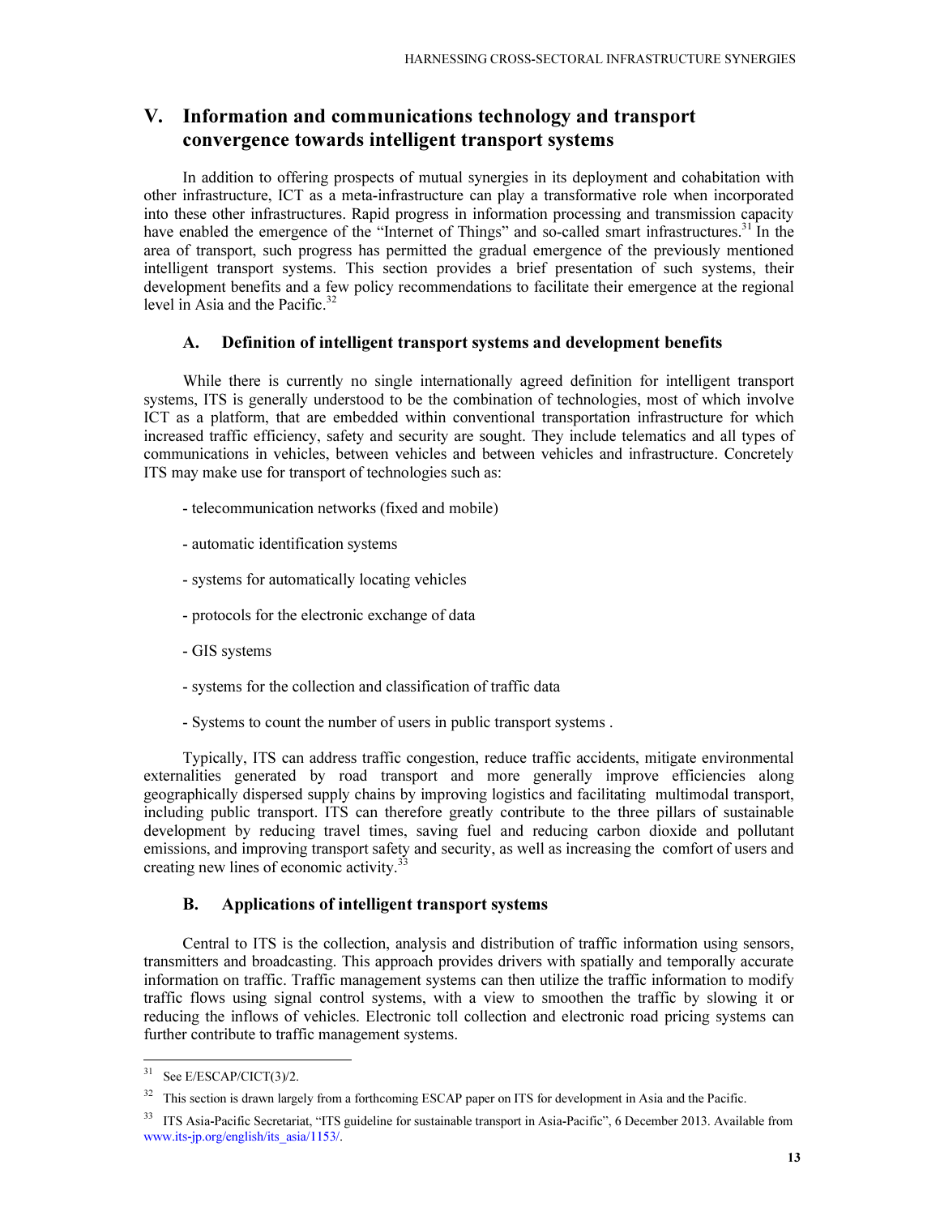## V. Information and communications technology and transport convergence towards intelligent transport systems

In addition to offering prospects of mutual synergies in its deployment and cohabitation with other infrastructure, ICT as a meta-infrastructure can play a transformative role when incorporated into these other infrastructures. Rapid progress in information processing and transmission capacity have enabled the emergence of the "Internet of Things" and so-called smart infrastructures.[31] In the area of transport, such progress has permitted the gradual emergence of the previously mentioned intelligent transport systems. This section provides a brief presentation of such systems, their development benefits and a few policy recommendations to facilitate their emergence at the regional level in Asia and the Pacific.[32]

### A. Definition of intelligent transport systems and development benefits

While there is currently no single internationally agreed definition for intelligent transport systems, ITS is generally understood to be the combination of technologies, most of which involve ICT as a platform, that are embedded within conventional transportation infrastructure for which increased traffic efficiency, safety and security are sought. They include telematics and all types of communications in vehicles, between vehicles and between vehicles and infrastructure. Concretely ITS may make use for transport of technologies such as:

- telecommunication networks (fixed and mobile)
- automatic identification systems
- systems for automatically locating vehicles
- protocols for the electronic exchange of data
- GIS systems
- systems for the collection and classification of traffic data
- Systems to count the number of users in public transport systems .

Typically, ITS can address traffic congestion, reduce traffic accidents, mitigate environmental externalities generated by road transport and more generally improve efficiencies along geographically dispersed supply chains by improving logistics and facilitating multimodal transport, including public transport. ITS can therefore greatly contribute to the three pillars of sustainable development by reducing travel times, saving fuel and reducing carbon dioxide and pollutant emissions, and improving transport safety and security, as well as increasing the comfort of users and creating new lines of economic activity.[33]

### B. Applications of intelligent transport systems

Central to ITS is the collection, analysis and distribution of traffic information using sensors, transmitters and broadcasting. This approach provides drivers with spatially and temporally accurate information on traffic. Traffic management systems can then utilize the traffic information to modify traffic flows using signal control systems, with a view to smoothen the traffic by slowing it or reducing the inflows of vehicles. Electronic toll collection and electronic road pricing systems can further contribute to traffic management systems.

---

[31] See E/ESCAP/CICT(3)/2.

[32] This section is drawn largely from a forthcoming ESCAP paper on ITS for development in Asia and the Pacific.

[33] ITS Asia-Pacific Secretariat, "ITS guideline for sustainable transport in Asia-Pacific", 6 December 2013. Available from www.its-jp.org/english/its_asia/1153/.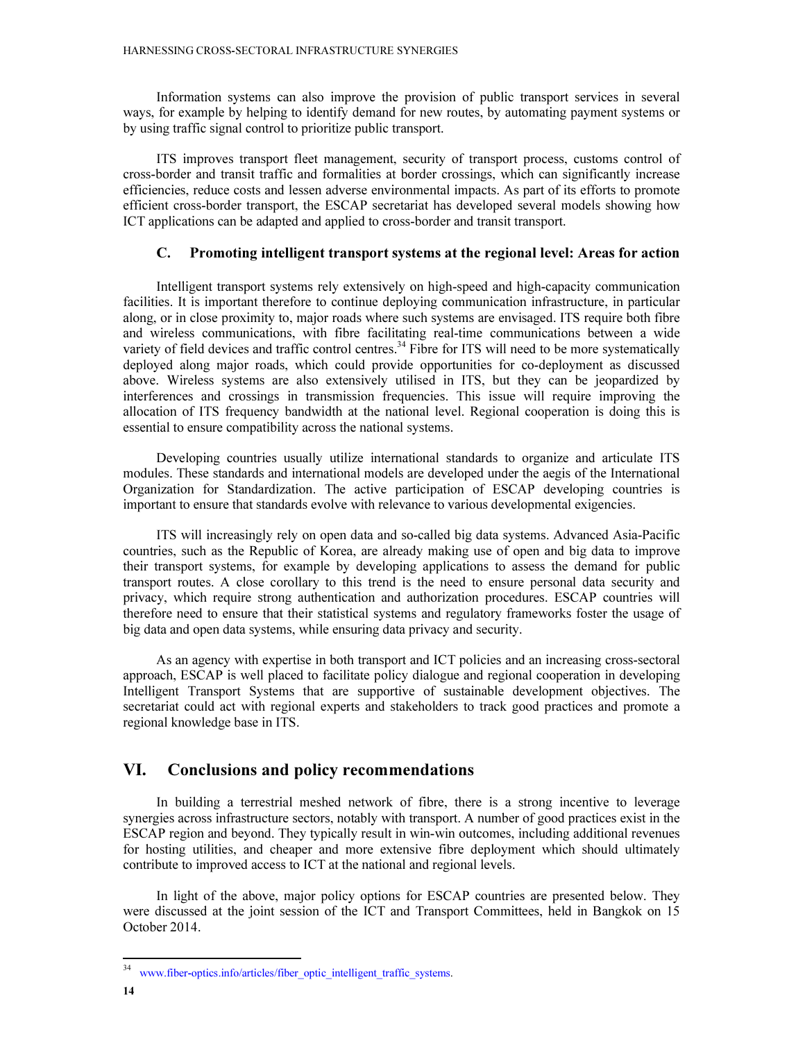Information systems can also improve the provision of public transport services in several ways, for example by helping to identify demand for new routes, by automating payment systems or by using traffic signal control to prioritize public transport.

ITS improves transport fleet management, security of transport process, customs control of cross-border and transit traffic and formalities at border crossings, which can significantly increase efficiencies, reduce costs and lessen adverse environmental impacts. As part of its efforts to promote efficient cross-border transport, the ESCAP secretariat has developed several models showing how ICT applications can be adapted and applied to cross-border and transit transport.

### C. Promoting intelligent transport systems at the regional level: Areas for action

Intelligent transport systems rely extensively on high-speed and high-capacity communication facilities. It is important therefore to continue deploying communication infrastructure, in particular along, or in close proximity to, major roads where such systems are envisaged. ITS require both fibre and wireless communications, with fibre facilitating real-time communications between a wide variety of field devices and traffic control centres.[34] Fibre for ITS will need to be more systematically deployed along major roads, which could provide opportunities for co-deployment as discussed above. Wireless systems are also extensively utilised in ITS, but they can be jeopardized by interferences and crossings in transmission frequencies. This issue will require improving the allocation of ITS frequency bandwidth at the national level. Regional cooperation is doing this is essential to ensure compatibility across the national systems.

Developing countries usually utilize international standards to organize and articulate ITS modules. These standards and international models are developed under the aegis of the International Organization for Standardization. The active participation of ESCAP developing countries is important to ensure that standards evolve with relevance to various developmental exigencies.

ITS will increasingly rely on open data and so-called big data systems. Advanced Asia-Pacific countries, such as the Republic of Korea, are already making use of open and big data to improve their transport systems, for example by developing applications to assess the demand for public transport routes. A close corollary to this trend is the need to ensure personal data security and privacy, which require strong authentication and authorization procedures. ESCAP countries will therefore need to ensure that their statistical systems and regulatory frameworks foster the usage of big data and open data systems, while ensuring data privacy and security.

As an agency with expertise in both transport and ICT policies and an increasing cross-sectoral approach, ESCAP is well placed to facilitate policy dialogue and regional cooperation in developing Intelligent Transport Systems that are supportive of sustainable development objectives. The secretariat could act with regional experts and stakeholders to track good practices and promote a regional knowledge base in ITS.

## VI. Conclusions and policy recommendations

In building a terrestrial meshed network of fibre, there is a strong incentive to leverage synergies across infrastructure sectors, notably with transport. A number of good practices exist in the ESCAP region and beyond. They typically result in win-win outcomes, including additional revenues for hosting utilities, and cheaper and more extensive fibre deployment which should ultimately contribute to improved access to ICT at the national and regional levels.

In light of the above, major policy options for ESCAP countries are presented below. They were discussed at the joint session of the ICT and Transport Committees, held in Bangkok on 15 October 2014.

---

[34] www.fiber-optics.info/articles/fiber_optic_intelligent_traffic_systems.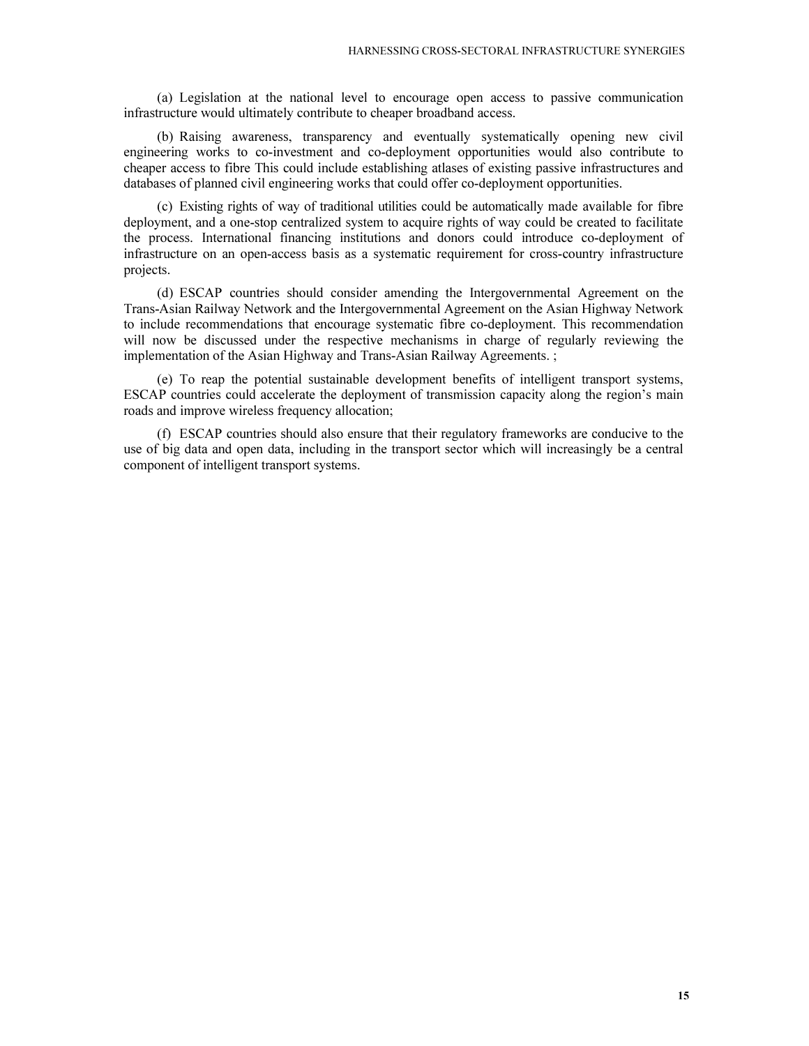(a) Legislation at the national level to encourage open access to passive communication infrastructure would ultimately contribute to cheaper broadband access.

(b) Raising awareness, transparency and eventually systematically opening new civil engineering works to co-investment and co-deployment opportunities would also contribute to cheaper access to fibre This could include establishing atlases of existing passive infrastructures and databases of planned civil engineering works that could offer co-deployment opportunities.

(c) Existing rights of way of traditional utilities could be automatically made available for fibre deployment, and a one-stop centralized system to acquire rights of way could be created to facilitate the process. International financing institutions and donors could introduce co-deployment of infrastructure on an open-access basis as a systematic requirement for cross-country infrastructure projects.

(d) ESCAP countries should consider amending the Intergovernmental Agreement on the Trans-Asian Railway Network and the Intergovernmental Agreement on the Asian Highway Network to include recommendations that encourage systematic fibre co-deployment. This recommendation will now be discussed under the respective mechanisms in charge of regularly reviewing the implementation of the Asian Highway and Trans-Asian Railway Agreements. ;

(e) To reap the potential sustainable development benefits of intelligent transport systems, ESCAP countries could accelerate the deployment of transmission capacity along the region's main roads and improve wireless frequency allocation;

(f) ESCAP countries should also ensure that their regulatory frameworks are conducive to the use of big data and open data, including in the transport sector which will increasingly be a central component of intelligent transport systems.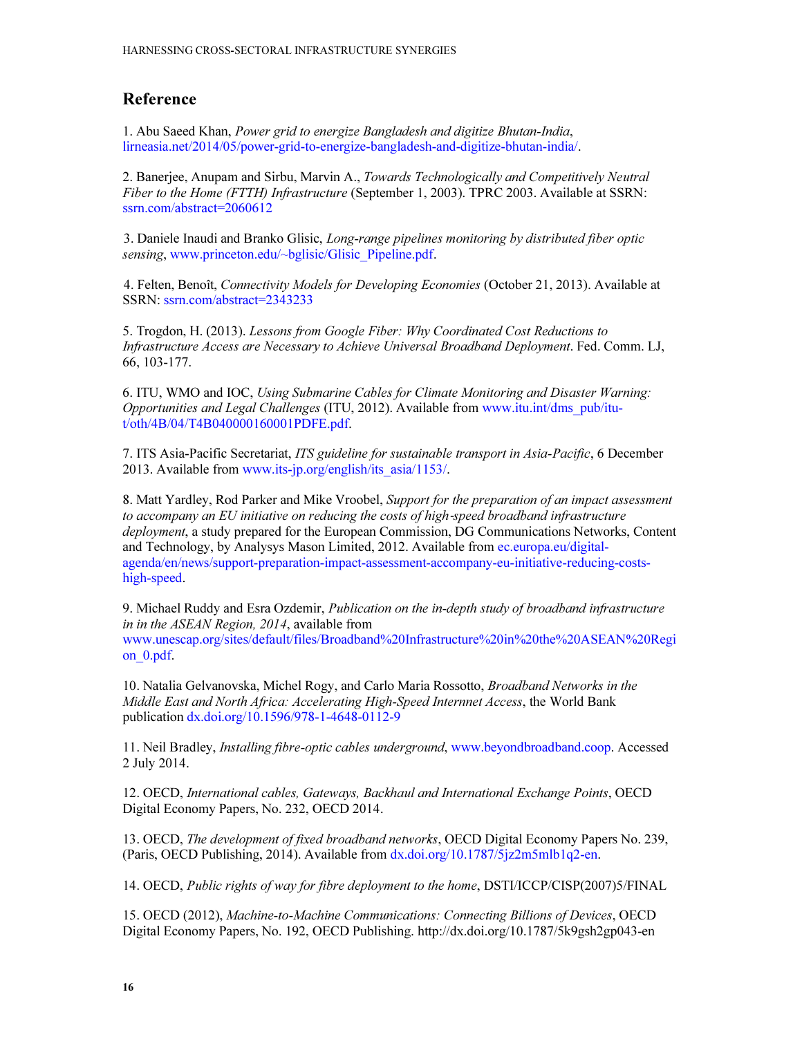## Reference

1. Abu Saeed Khan, *Power grid to energize Bangladesh and digitize Bhutan-India*, lirneasia.net/2014/05/power-grid-to-energize-bangladesh-and-digitize-bhutan-india/.

2. Banerjee, Anupam and Sirbu, Marvin A., *Towards Technologically and Competitively Neutral Fiber to the Home (FTTH) Infrastructure* (September 1, 2003). TPRC 2003. Available at SSRN: ssrn.com/abstract=2060612

3. Daniele Inaudi and Branko Glisic, *Long-range pipelines monitoring by distributed fiber optic sensing*, www.princeton.edu/~bglisic/Glisic_Pipeline.pdf.

4. Felten, Benoît, *Connectivity Models for Developing Economies* (October 21, 2013). Available at SSRN: ssrn.com/abstract=2343233

5. Trogdon, H. (2013). *Lessons from Google Fiber: Why Coordinated Cost Reductions to Infrastructure Access are Necessary to Achieve Universal Broadband Deployment*. Fed. Comm. LJ, 66, 103-177.

6. ITU, WMO and IOC, *Using Submarine Cables for Climate Monitoring and Disaster Warning: Opportunities and Legal Challenges* (ITU, 2012). Available from www.itu.int/dms_pub/itu-t/oth/4B/04/T4B040000160001PDFE.pdf.

7. ITS Asia-Pacific Secretariat, *ITS guideline for sustainable transport in Asia-Pacific*, 6 December 2013. Available from www.its-jp.org/english/its_asia/1153/.

8. Matt Yardley, Rod Parker and Mike Vroobel, *Support for the preparation of an impact assessment to accompany an EU initiative on reducing the costs of high-speed broadband infrastructure deployment*, a study prepared for the European Commission, DG Communications Networks, Content and Technology, by Analysys Mason Limited, 2012. Available from ec.europa.eu/digital-agenda/en/news/support-preparation-impact-assessment-accompany-eu-initiative-reducing-costs-high-speed.

9. Michael Ruddy and Esra Ozdemir, *Publication on the in-depth study of broadband infrastructure in in the ASEAN Region, 2014*, available from www.unescap.org/sites/default/files/Broadband%20Infrastructure%20in%20the%20ASEAN%20Region_0.pdf.

10. Natalia Gelvanovska, Michel Rogy, and Carlo Maria Rossotto, *Broadband Networks in the Middle East and North Africa: Accelerating High-Speed Internet Access*, the World Bank publication dx.doi.org/10.1596/978-1-4648-0112-9

11. Neil Bradley, *Installing fibre-optic cables underground*, www.beyondbroadband.coop. Accessed 2 July 2014.

12. OECD, *International cables, Gateways, Backhaul and International Exchange Points*, OECD Digital Economy Papers, No. 232, OECD 2014.

13. OECD, *The development of fixed broadband networks*, OECD Digital Economy Papers No. 239, (Paris, OECD Publishing, 2014). Available from dx.doi.org/10.1787/5jz2m5mlb1q2-en.

14. OECD, *Public rights of way for fibre deployment to the home*, DSTI/ICCP/CISP(2007)5/FINAL

15. OECD (2012), *Machine-to-Machine Communications: Connecting Billions of Devices*, OECD Digital Economy Papers, No. 192, OECD Publishing. http://dx.doi.org/10.1787/5k9gsh2gp043-en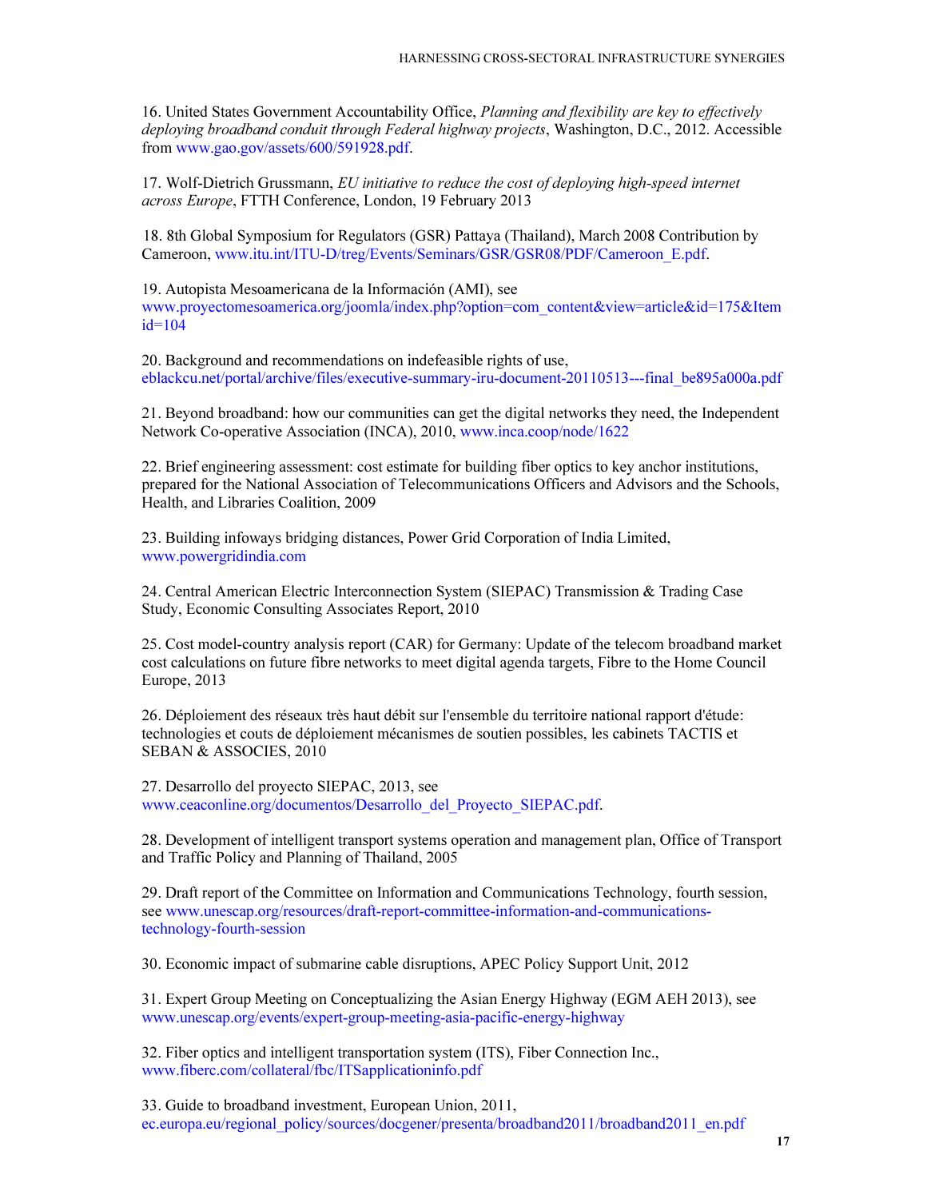16. United States Government Accountability Office, *Planning and flexibility are key to effectively deploying broadband conduit through Federal highway projects*, Washington, D.C., 2012. Accessible from www.gao.gov/assets/600/591928.pdf.

17. Wolf-Dietrich Grussmann, *EU initiative to reduce the cost of deploying high-speed internet across Europe*, FTTH Conference, London, 19 February 2013

18. 8th Global Symposium for Regulators (GSR) Pattaya (Thailand), March 2008 Contribution by Cameroon, www.itu.int/ITU-D/treg/Events/Seminars/GSR/GSR08/PDF/Cameroon_E.pdf.

19. Autopista Mesoamericana de la Información (AMI), see www.proyectomesoamerica.org/joomla/index.php?option=com_content&view=article&id=175&Itemid=104

20. Background and recommendations on indefeasible rights of use, eblackcu.net/portal/archive/files/executive-summary-iru-document-20110513---final_be895a000a.pdf

21. Beyond broadband: how our communities can get the digital networks they need, the Independent Network Co-operative Association (INCA), 2010, www.inca.coop/node/1622

22. Brief engineering assessment: cost estimate for building fiber optics to key anchor institutions, prepared for the National Association of Telecommunications Officers and Advisors and the Schools, Health, and Libraries Coalition, 2009

23. Building infoways bridging distances, Power Grid Corporation of India Limited, www.powergridindia.com

24. Central American Electric Interconnection System (SIEPAC) Transmission & Trading Case Study, Economic Consulting Associates Report, 2010

25. Cost model-country analysis report (CAR) for Germany: Update of the telecom broadband market cost calculations on future fibre networks to meet digital agenda targets, Fibre to the Home Council Europe, 2013

26. Déploiement des réseaux très haut débit sur l'ensemble du territoire national rapport d'étude: technologies et couts de déploiement mécanismes de soutien possibles, les cabinets TACTIS et SEBAN & ASSOCIES, 2010

27. Desarrollo del proyecto SIEPAC, 2013, see www.ceaconline.org/documentos/Desarrollo_del_Proyecto_SIEPAC.pdf.

28. Development of intelligent transport systems operation and management plan, Office of Transport and Traffic Policy and Planning of Thailand, 2005

29. Draft report of the Committee on Information and Communications Technology, fourth session, see www.unescap.org/resources/draft-report-committee-information-and-communications-technology-fourth-session

30. Economic impact of submarine cable disruptions, APEC Policy Support Unit, 2012

31. Expert Group Meeting on Conceptualizing the Asian Energy Highway (EGM AEH 2013), see www.unescap.org/events/expert-group-meeting-asia-pacific-energy-highway

32. Fiber optics and intelligent transportation system (ITS), Fiber Connection Inc., www.fiberc.com/collateral/fbc/ITSapplicationinfo.pdf

33. Guide to broadband investment, European Union, 2011, ec.europa.eu/regional_policy/sources/docgener/presenta/broadband2011/broadband2011_en.pdf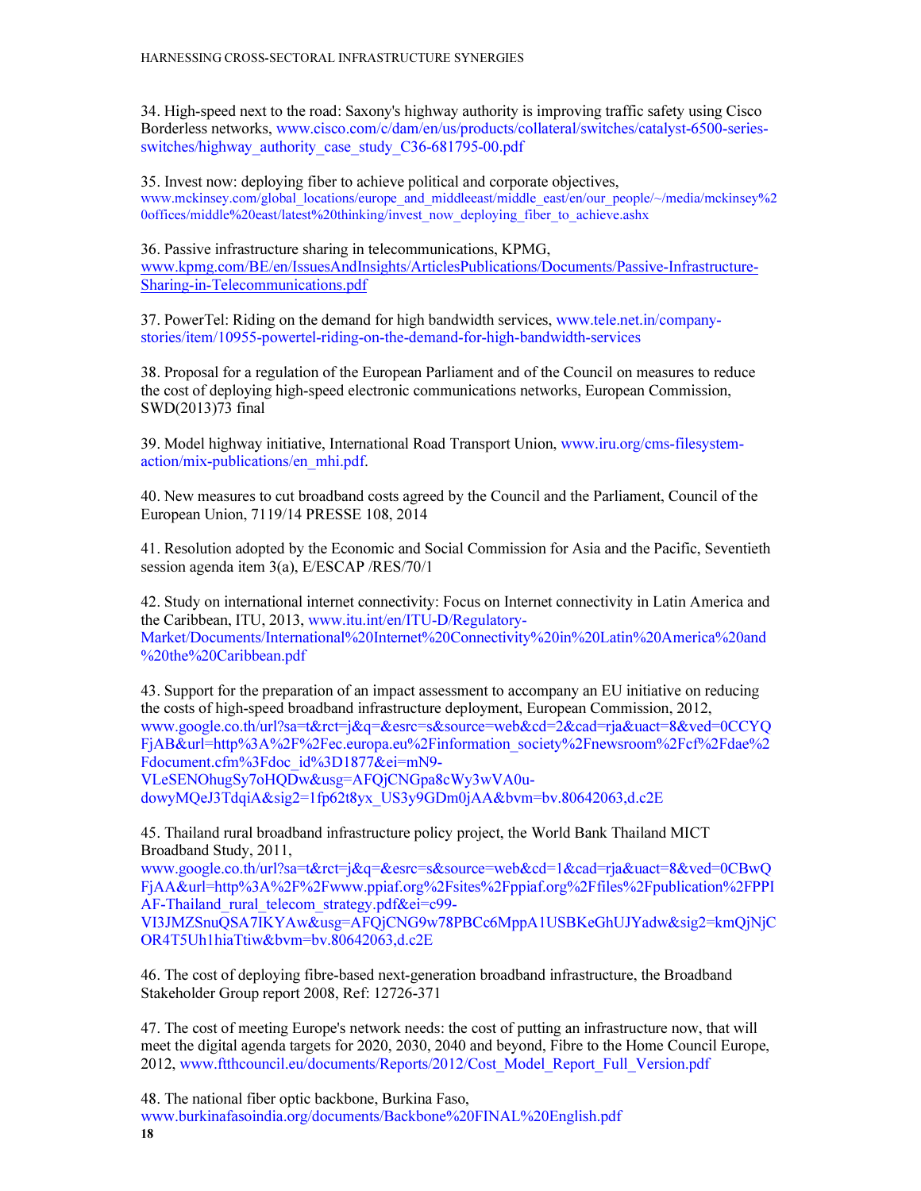34. High-speed next to the road: Saxony's highway authority is improving traffic safety using Cisco Borderless networks, www.cisco.com/c/dam/en/us/products/collateral/switches/catalyst-6500-series-switches/highway_authority_case_study_C36-681795-00.pdf

35. Invest now: deploying fiber to achieve political and corporate objectives, www.mckinsey.com/global_locations/europe_and_middleeast/middle_east/en/our_people/~/media/mckinsey%20offices/middle%20east/latest%20thinking/invest_now_deploying_fiber_to_achieve.ashx

36. Passive infrastructure sharing in telecommunications, KPMG, www.kpmg.com/BE/en/IssuesAndInsights/ArticlesPublications/Documents/Passive-Infrastructure-Sharing-in-Telecommunications.pdf

37. PowerTel: Riding on the demand for high bandwidth services, www.tele.net.in/company-stories/item/10955-powertel-riding-on-the-demand-for-high-bandwidth-services

38. Proposal for a regulation of the European Parliament and of the Council on measures to reduce the cost of deploying high-speed electronic communications networks, European Commission, SWD(2013)73 final

39. Model highway initiative, International Road Transport Union, www.iru.org/cms-filesystem-action/mix-publications/en_mhi.pdf.

40. New measures to cut broadband costs agreed by the Council and the Parliament, Council of the European Union, 7119/14 PRESSE 108, 2014

41. Resolution adopted by the Economic and Social Commission for Asia and the Pacific, Seventieth session agenda item 3(a), E/ESCAP /RES/70/1

42. Study on international internet connectivity: Focus on Internet connectivity in Latin America and the Caribbean, ITU, 2013, www.itu.int/en/ITU-D/Regulatory-Market/Documents/International%20Internet%20Connectivity%20in%20Latin%20America%20and%20the%20Caribbean.pdf

43. Support for the preparation of an impact assessment to accompany an EU initiative on reducing the costs of high-speed broadband infrastructure deployment, European Commission, 2012, www.google.co.th/url?sa=t&rct=j&q=&esrc=s&source=web&cd=2&cad=rja&uact=8&ved=0CCYQFjAB&url=http%3A%2F%2Fec.europa.eu%2Finformation_society%2Fnewsroom%2Fcf%2Fdae%2Fdocument.cfm%3Fdoc_id%3D1877&ei=mN9-VLeSENOhugSy7oHQDw&usg=AFQjCNGpa8cWy3wVA0u-dowyMQeJ3TdqiA&sig2=1fp62t8yx_US3y9GDm0jAA&bvm=bv.80642063,d.c2E

45. Thailand rural broadband infrastructure policy project, the World Bank Thailand MICT Broadband Study, 2011, www.google.co.th/url?sa=t&rct=j&q=&esrc=s&source=web&cd=1&cad=rja&uact=8&ved=0CBwQFjAA&url=http%3A%2F%2Fwww.ppiaf.org%2Fsites%2Fppiaf.org%2Ffiles%2Fpublication%2FPPIAF-Thailand_rural_telecom_strategy.pdf&ei=c99-VI3JMZSnuQSA7IKYAw&usg=AFQjCNG9w78PBCc6MppA1USBKeGhUJYadw&sig2=kmQjNjCOR4T5Uh1hiaTtiw&bvm=bv.80642063,d.c2E

46. The cost of deploying fibre-based next-generation broadband infrastructure, the Broadband Stakeholder Group report 2008, Ref: 12726-371

47. The cost of meeting Europe's network needs: the cost of putting an infrastructure now, that will meet the digital agenda targets for 2020, 2030, 2040 and beyond, Fibre to the Home Council Europe, 2012, www.ftthcouncil.eu/documents/Reports/2012/Cost_Model_Report_Full_Version.pdf

48. The national fiber optic backbone, Burkina Faso, www.burkinafasoindia.org/documents/Backbone%20FINAL%20English.pdf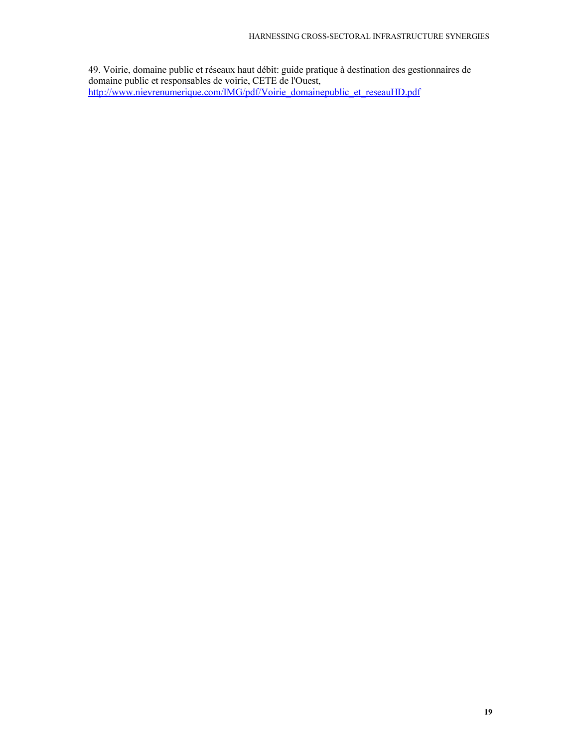49. Voirie, domaine public et réseaux haut débit: guide pratique à destination des gestionnaires de domaine public et responsables de voirie, CETE de l'Ouest, http://www.nievrenumerique.com/IMG/pdf/Voirie_domainepublic_et_reseauHD.pdf